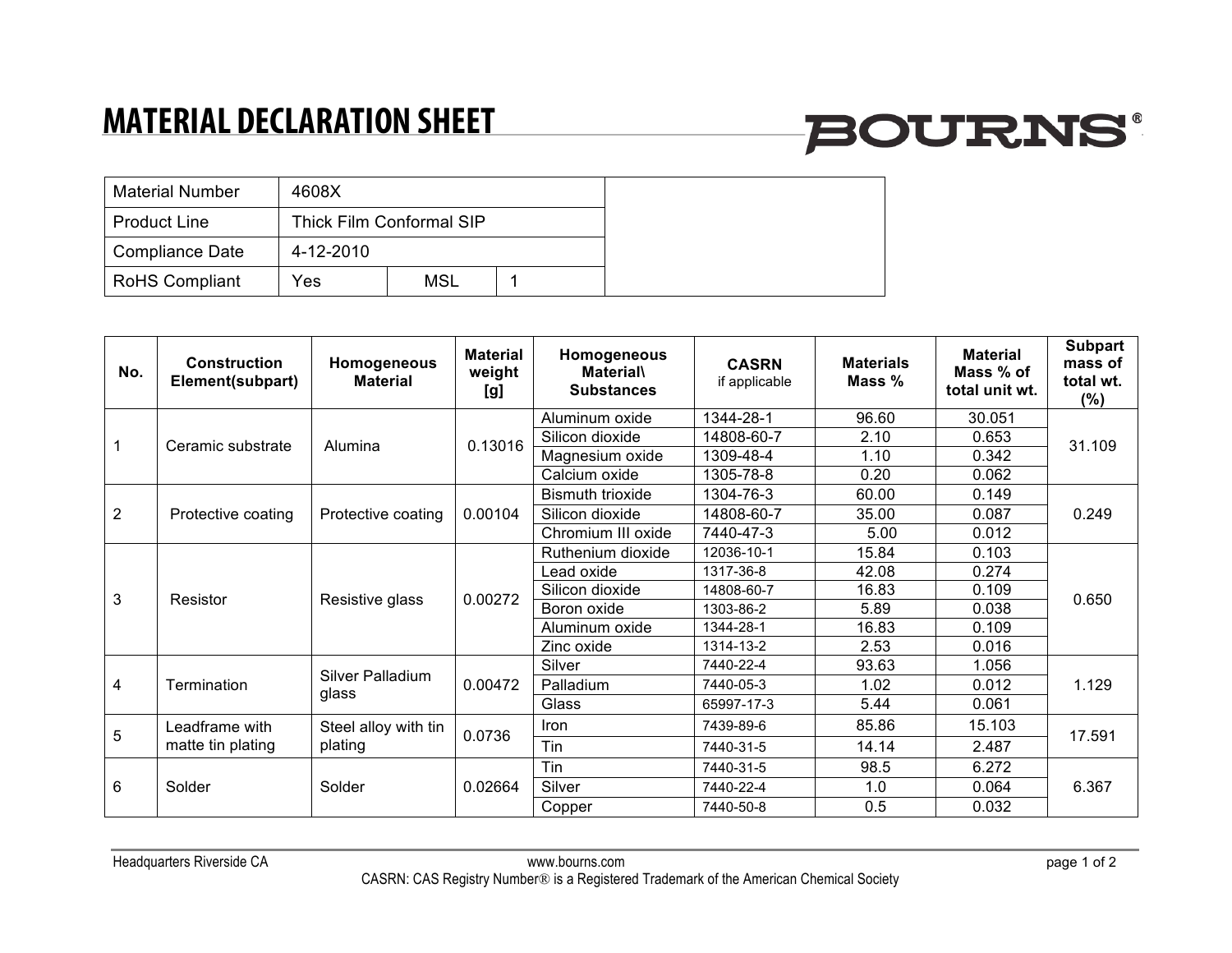# MATERIAL DECLARATION SHEET

BOURNS®

| Material Number | 4608X | | |
|---|---|---|---|
| Product Line | Thick Film Conformal SIP | | |
| Compliance Date | 4-12-2010 | | |
| RoHS Compliant | Yes | MSL | 1 |

| No. | Construction Element(subpart) | Homogeneous Material | Material weight [g] | Homogeneous Material\ Substances | CASRN if applicable | Materials Mass % | Material Mass % of total unit wt. | Subpart mass of total wt. (%) |
|---|---|---|---|---|---|---|---|---|
| 1 | Ceramic substrate | Alumina | 0.13016 | Aluminum oxide | 1344-28-1 | 96.60 | 30.051 | 31.109 |
| | | | | Silicon dioxide | 14808-60-7 | 2.10 | 0.653 | |
| | | | | Magnesium oxide | 1309-48-4 | 1.10 | 0.342 | |
| | | | | Calcium oxide | 1305-78-8 | 0.20 | 0.062 | |
| 2 | Protective coating | Protective coating | 0.00104 | Bismuth trioxide | 1304-76-3 | 60.00 | 0.149 | 0.249 |
| | | | | Silicon dioxide | 14808-60-7 | 35.00 | 0.087 | |
| | | | | Chromium III oxide | 7440-47-3 | 5.00 | 0.012 | |
| 3 | Resistor | Resistive glass | 0.00272 | Ruthenium dioxide | 12036-10-1 | 15.84 | 0.103 | 0.650 |
| | | | | Lead oxide | 1317-36-8 | 42.08 | 0.274 | |
| | | | | Silicon dioxide | 14808-60-7 | 16.83 | 0.109 | |
| | | | | Boron oxide | 1303-86-2 | 5.89 | 0.038 | |
| | | | | Aluminum oxide | 1344-28-1 | 16.83 | 0.109 | |
| | | | | Zinc oxide | 1314-13-2 | 2.53 | 0.016 | |
| 4 | Termination | Silver Palladium glass | 0.00472 | Silver | 7440-22-4 | 93.63 | 1.056 | 1.129 |
| | | | | Palladium | 7440-05-3 | 1.02 | 0.012 | |
| | | | | Glass | 65997-17-3 | 5.44 | 0.061 | |
| 5 | Leadframe with matte tin plating | Steel alloy with tin plating | 0.0736 | Iron | 7439-89-6 | 85.86 | 15.103 | 17.591 |
| | | | | Tin | 7440-31-5 | 14.14 | 2.487 | |
| 6 | Solder | Solder | 0.02664 | Tin | 7440-31-5 | 98.5 | 6.272 | 6.367 |
| | | | | Silver | 7440-22-4 | 1.0 | 0.064 | |
| | | | | Copper | 7440-50-8 | 0.5 | 0.032 | |

Headquarters Riverside CA www.bourns.com

CASRN: CAS Registry Number® is a Registered Trademark of the American Chemical Society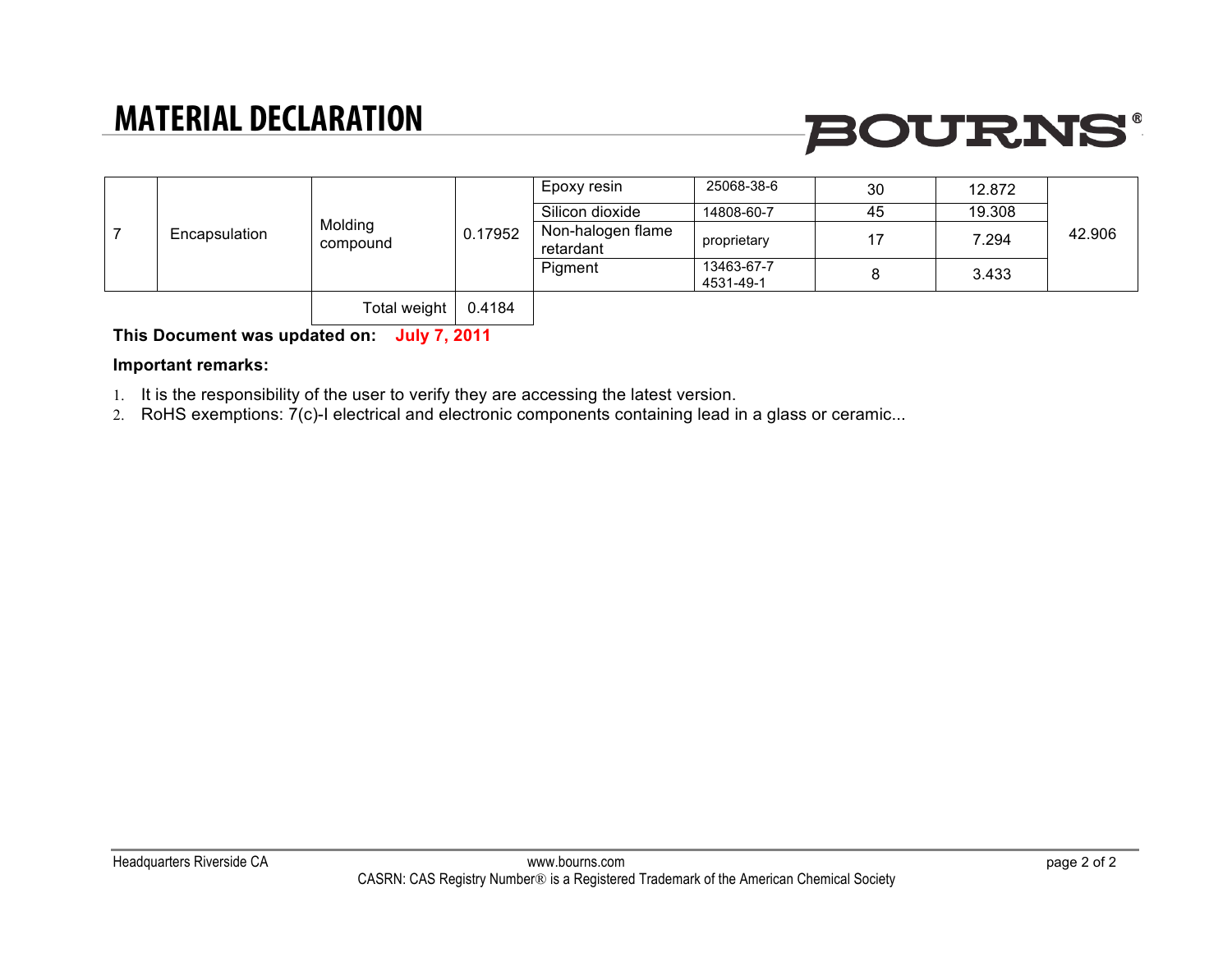# MATERIAL DECLARATION

| | | | | | | | | |
|---|---|---|---|---|---|---|---|---|
| 7 | Encapsulation | Molding compound | 0.17952 | Epoxy resin | 25068-38-6 | 30 | 12.872 | 42.906 |
| | | | | Silicon dioxide | 14808-60-7 | 45 | 19.308 | |
| | | | | Non-halogen flame retardant | proprietary | 17 | 7.294 | |
| | | | | Pigment | 13463-67-7 4531-49-1 | 8 | 3.433 | |
| | | Total weight | 0.4184 | | | | | |

**This Document was updated on: July 7, 2011**

**Important remarks:**

1. It is the responsibility of the user to verify they are accessing the latest version.
2. RoHS exemptions: 7(c)-I electrical and electronic components containing lead in a glass or ceramic...

Headquarters Riverside CA www.bourns.com

CASRN: CAS Registry Number® is a Registered Trademark of the American Chemical Society